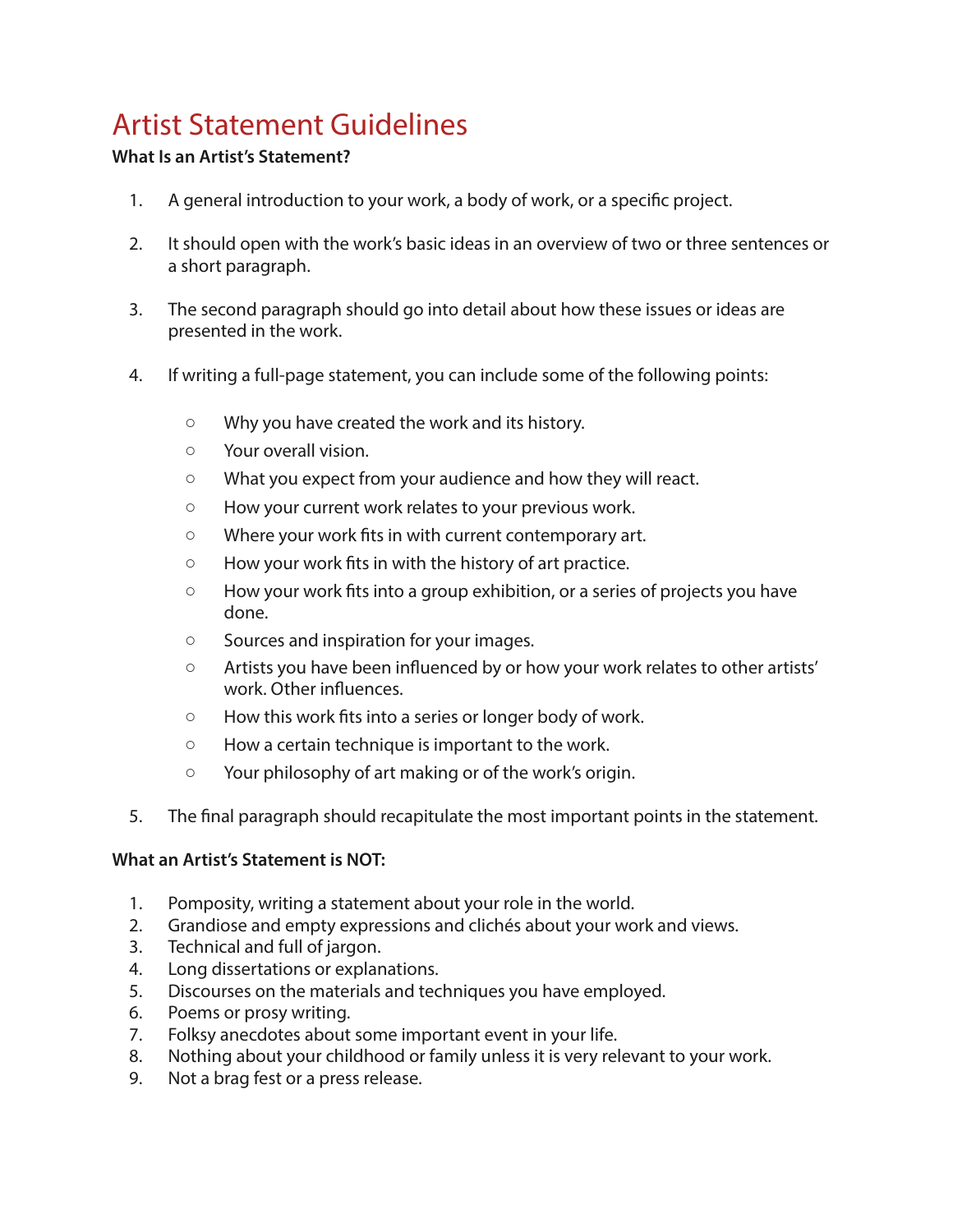# Artist Statement Guidelines

**What Is an Artist's Statement?**

1. A general introduction to your work, a body of work, or a specific project.

2. It should open with the work's basic ideas in an overview of two or three sentences or a short paragraph.

3. The second paragraph should go into detail about how these issues or ideas are presented in the work.

4. If writing a full-page statement, you can include some of the following points:

   - Why you have created the work and its history.
   - Your overall vision.
   - What you expect from your audience and how they will react.
   - How your current work relates to your previous work.
   - Where your work fits in with current contemporary art.
   - How your work fits in with the history of art practice.
   - How your work fits into a group exhibition, or a series of projects you have done.
   - Sources and inspiration for your images.
   - Artists you have been influenced by or how your work relates to other artists' work. Other influences.
   - How this work fits into a series or longer body of work.
   - How a certain technique is important to the work.
   - Your philosophy of art making or of the work's origin.

5. The final paragraph should recapitulate the most important points in the statement.

**What an Artist's Statement is NOT:**

1. Pomposity, writing a statement about your role in the world.
2. Grandiose and empty expressions and clichés about your work and views.
3. Technical and full of jargon.
4. Long dissertations or explanations.
5. Discourses on the materials and techniques you have employed.
6. Poems or prosy writing.
7. Folksy anecdotes about some important event in your life.
8. Nothing about your childhood or family unless it is very relevant to your work.
9. Not a brag fest or a press release.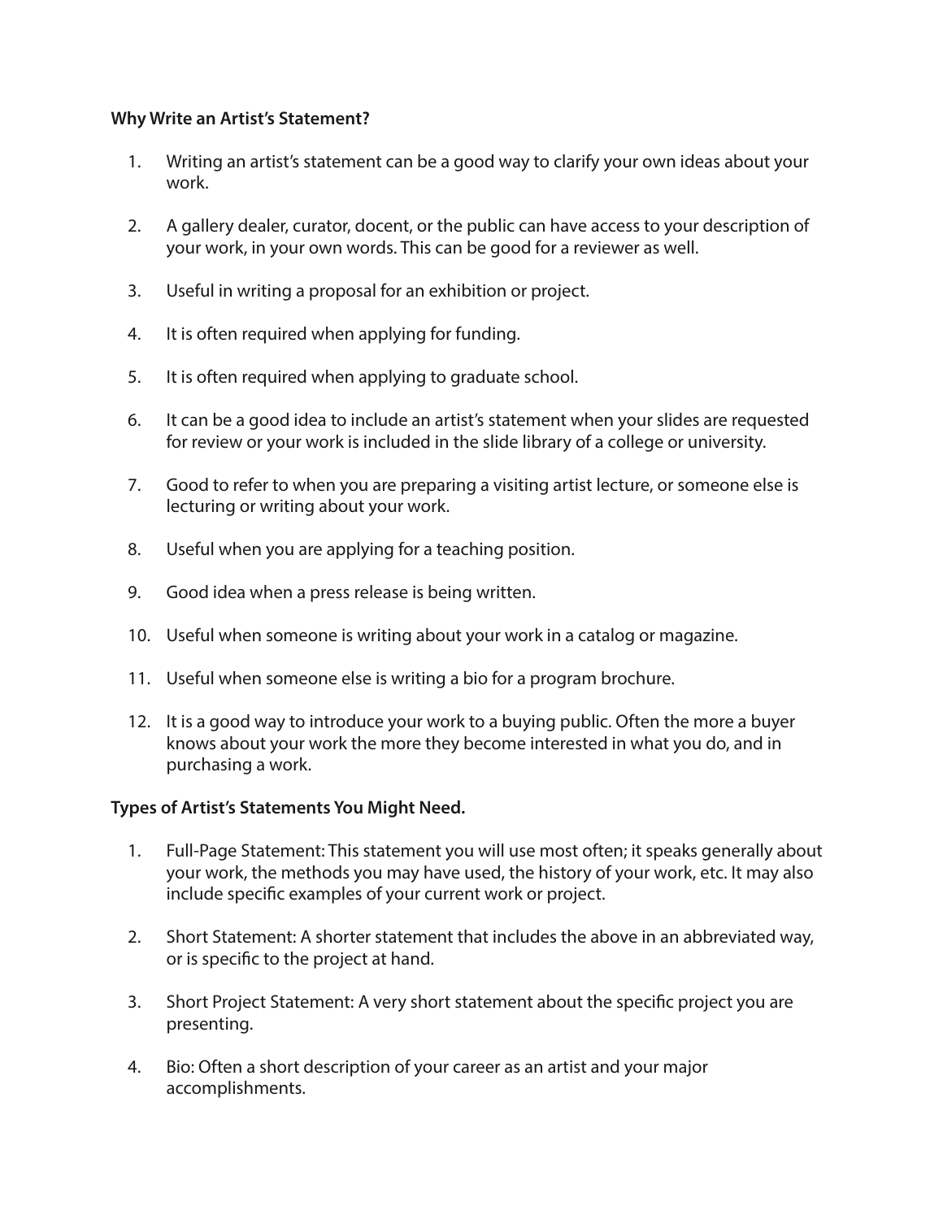**Why Write an Artist's Statement?**

1. Writing an artist's statement can be a good way to clarify your own ideas about your work.

2. A gallery dealer, curator, docent, or the public can have access to your description of your work, in your own words. This can be good for a reviewer as well.

3. Useful in writing a proposal for an exhibition or project.

4. It is often required when applying for funding.

5. It is often required when applying to graduate school.

6. It can be a good idea to include an artist's statement when your slides are requested for review or your work is included in the slide library of a college or university.

7. Good to refer to when you are preparing a visiting artist lecture, or someone else is lecturing or writing about your work.

8. Useful when you are applying for a teaching position.

9. Good idea when a press release is being written.

10. Useful when someone is writing about your work in a catalog or magazine.

11. Useful when someone else is writing a bio for a program brochure.

12. It is a good way to introduce your work to a buying public. Often the more a buyer knows about your work the more they become interested in what you do, and in purchasing a work.

**Types of Artist's Statements You Might Need.**

1. Full-Page Statement: This statement you will use most often; it speaks generally about your work, the methods you may have used, the history of your work, etc. It may also include specific examples of your current work or project.

2. Short Statement: A shorter statement that includes the above in an abbreviated way, or is specific to the project at hand.

3. Short Project Statement: A very short statement about the specific project you are presenting.

4. Bio: Often a short description of your career as an artist and your major accomplishments.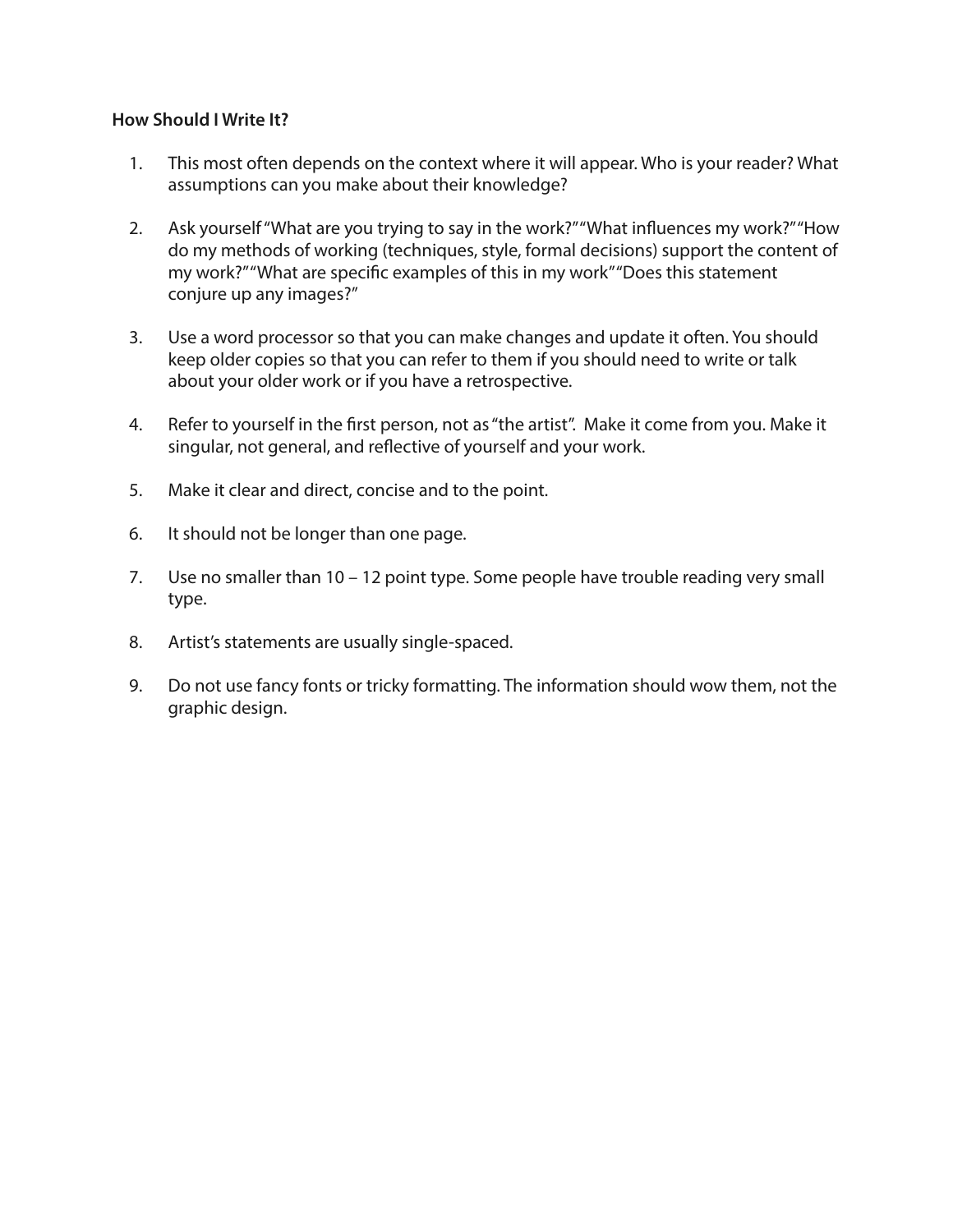**How Should I Write It?**

1. This most often depends on the context where it will appear. Who is your reader? What assumptions can you make about their knowledge?

2. Ask yourself "What are you trying to say in the work?" "What influences my work?" "How do my methods of working (techniques, style, formal decisions) support the content of my work?" "What are specific examples of this in my work" "Does this statement conjure up any images?"

3. Use a word processor so that you can make changes and update it often. You should keep older copies so that you can refer to them if you should need to write or talk about your older work or if you have a retrospective.

4. Refer to yourself in the first person, not as "the artist". Make it come from you. Make it singular, not general, and reflective of yourself and your work.

5. Make it clear and direct, concise and to the point.

6. It should not be longer than one page.

7. Use no smaller than 10 – 12 point type. Some people have trouble reading very small type.

8. Artist's statements are usually single-spaced.

9. Do not use fancy fonts or tricky formatting. The information should wow them, not the graphic design.